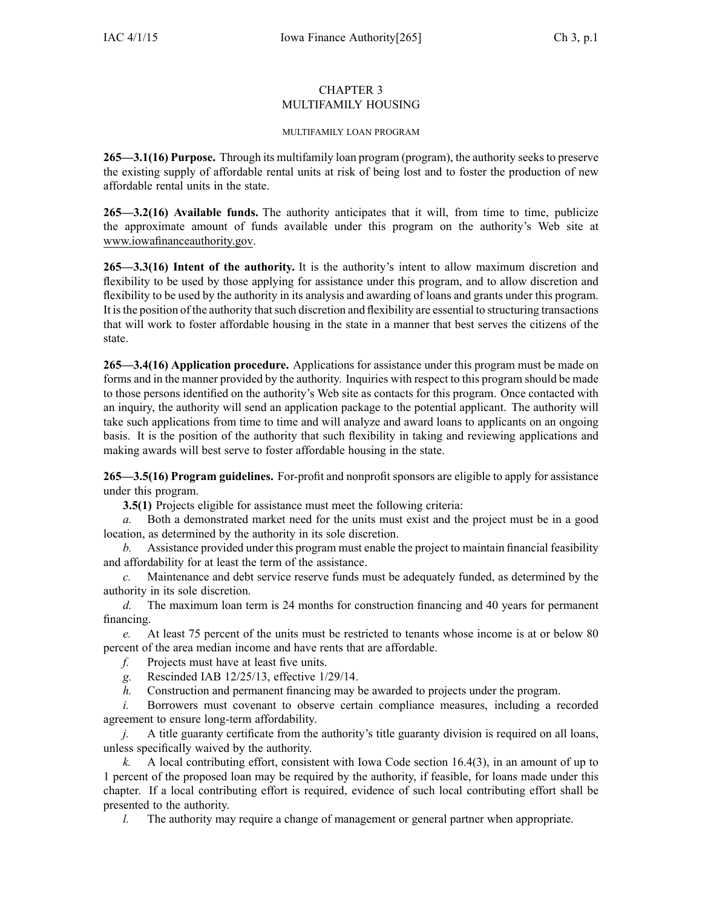# CHAPTER 3
# MULTIFAMILY HOUSING

## MULTIFAMILY LOAN PROGRAM

**265—3.1(16) Purpose.** Through its multifamily loan program (program), the authority seeks to preserve the existing supply of affordable rental units at risk of being lost and to foster the production of new affordable rental units in the state.

**265—3.2(16) Available funds.** The authority anticipates that it will, from time to time, publicize the approximate amount of funds available under this program on the authority's Web site at www.iowafinanceauthority.gov.

**265—3.3(16) Intent of the authority.** It is the authority's intent to allow maximum discretion and flexibility to be used by those applying for assistance under this program, and to allow discretion and flexibility to be used by the authority in its analysis and awarding of loans and grants under this program. It is the position of the authority that such discretion and flexibility are essential to structuring transactions that will work to foster affordable housing in the state in a manner that best serves the citizens of the state.

**265—3.4(16) Application procedure.** Applications for assistance under this program must be made on forms and in the manner provided by the authority. Inquiries with respect to this program should be made to those persons identified on the authority's Web site as contacts for this program. Once contacted with an inquiry, the authority will send an application package to the potential applicant. The authority will take such applications from time to time and will analyze and award loans to applicants on an ongoing basis. It is the position of the authority that such flexibility in taking and reviewing applications and making awards will best serve to foster affordable housing in the state.

**265—3.5(16) Program guidelines.** For-profit and nonprofit sponsors are eligible to apply for assistance under this program.

**3.5(1)** Projects eligible for assistance must meet the following criteria:

*a.* Both a demonstrated market need for the units must exist and the project must be in a good location, as determined by the authority in its sole discretion.

*b.* Assistance provided under this program must enable the project to maintain financial feasibility and affordability for at least the term of the assistance.

*c.* Maintenance and debt service reserve funds must be adequately funded, as determined by the authority in its sole discretion.

*d.* The maximum loan term is 24 months for construction financing and 40 years for permanent financing.

*e.* At least 75 percent of the units must be restricted to tenants whose income is at or below 80 percent of the area median income and have rents that are affordable.

*f.* Projects must have at least five units.

*g.* Rescinded IAB 12/25/13, effective 1/29/14.

*h.* Construction and permanent financing may be awarded to projects under the program.

*i.* Borrowers must covenant to observe certain compliance measures, including a recorded agreement to ensure long-term affordability.

*j.* A title guaranty certificate from the authority's title guaranty division is required on all loans, unless specifically waived by the authority.

*k.* A local contributing effort, consistent with Iowa Code section 16.4(3), in an amount of up to 1 percent of the proposed loan may be required by the authority, if feasible, for loans made under this chapter. If a local contributing effort is required, evidence of such local contributing effort shall be presented to the authority.

*l.* The authority may require a change of management or general partner when appropriate.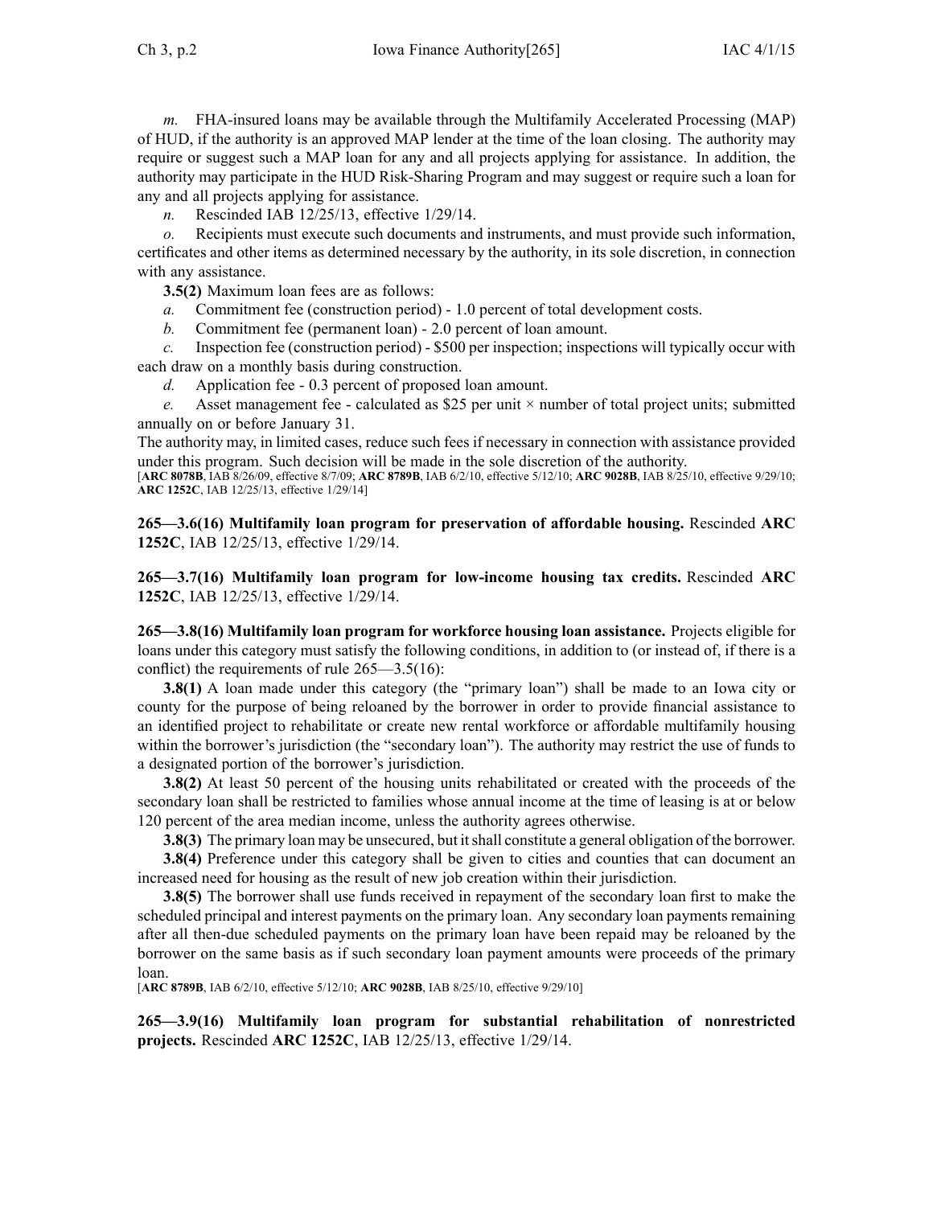*m.* FHA-insured loans may be available through the Multifamily Accelerated Processing (MAP) of HUD, if the authority is an approved MAP lender at the time of the loan closing. The authority may require or suggest such a MAP loan for any and all projects applying for assistance. In addition, the authority may participate in the HUD Risk-Sharing Program and may suggest or require such a loan for any and all projects applying for assistance.

*n.* Rescinded IAB 12/25/13, effective 1/29/14.

*o.* Recipients must execute such documents and instruments, and must provide such information, certificates and other items as determined necessary by the authority, in its sole discretion, in connection with any assistance.

**3.5(2)** Maximum loan fees are as follows:

*a.* Commitment fee (construction period) - 1.0 percent of total development costs.

*b.* Commitment fee (permanent loan) - 2.0 percent of loan amount.

*c.* Inspection fee (construction period) - $500 per inspection; inspections will typically occur with each draw on a monthly basis during construction.

*d.* Application fee - 0.3 percent of proposed loan amount.

*e.* Asset management fee - calculated as $25 per unit × number of total project units; submitted annually on or before January 31.

The authority may, in limited cases, reduce such fees if necessary in connection with assistance provided under this program. Such decision will be made in the sole discretion of the authority.

[**ARC 8078B**, IAB 8/26/09, effective 8/7/09; **ARC 8789B**, IAB 6/2/10, effective 5/12/10; **ARC 9028B**, IAB 8/25/10, effective 9/29/10; **ARC 1252C**, IAB 12/25/13, effective 1/29/14]

**265—3.6(16) Multifamily loan program for preservation of affordable housing.** Rescinded **ARC 1252C**, IAB 12/25/13, effective 1/29/14.

**265—3.7(16) Multifamily loan program for low-income housing tax credits.** Rescinded **ARC 1252C**, IAB 12/25/13, effective 1/29/14.

**265—3.8(16) Multifamily loan program for workforce housing loan assistance.** Projects eligible for loans under this category must satisfy the following conditions, in addition to (or instead of, if there is a conflict) the requirements of rule 265—3.5(16):

**3.8(1)** A loan made under this category (the "primary loan") shall be made to an Iowa city or county for the purpose of being reloaned by the borrower in order to provide financial assistance to an identified project to rehabilitate or create new rental workforce or affordable multifamily housing within the borrower's jurisdiction (the "secondary loan"). The authority may restrict the use of funds to a designated portion of the borrower's jurisdiction.

**3.8(2)** At least 50 percent of the housing units rehabilitated or created with the proceeds of the secondary loan shall be restricted to families whose annual income at the time of leasing is at or below 120 percent of the area median income, unless the authority agrees otherwise.

**3.8(3)** The primary loan may be unsecured, but it shall constitute a general obligation of the borrower.

**3.8(4)** Preference under this category shall be given to cities and counties that can document an increased need for housing as the result of new job creation within their jurisdiction.

**3.8(5)** The borrower shall use funds received in repayment of the secondary loan first to make the scheduled principal and interest payments on the primary loan. Any secondary loan payments remaining after all then-due scheduled payments on the primary loan have been repaid may be reloaned by the borrower on the same basis as if such secondary loan payment amounts were proceeds of the primary loan.

[**ARC 8789B**, IAB 6/2/10, effective 5/12/10; **ARC 9028B**, IAB 8/25/10, effective 9/29/10]

**265—3.9(16) Multifamily loan program for substantial rehabilitation of nonrestricted projects.** Rescinded **ARC 1252C**, IAB 12/25/13, effective 1/29/14.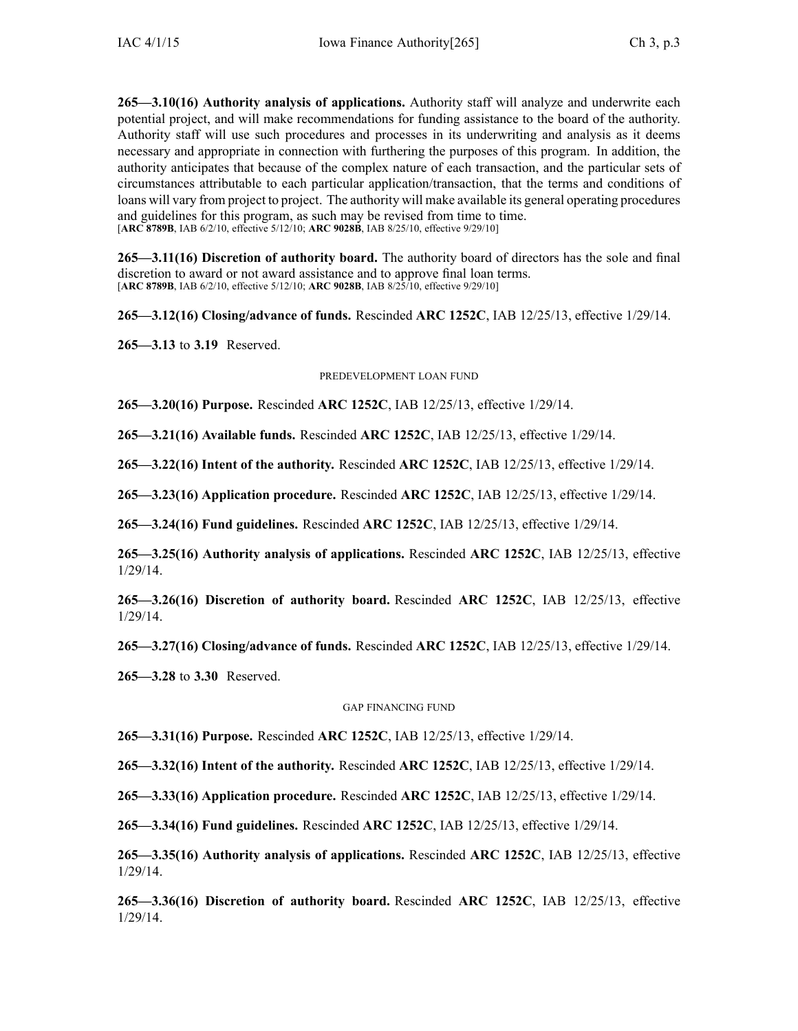**265—3.10(16) Authority analysis of applications.** Authority staff will analyze and underwrite each potential project, and will make recommendations for funding assistance to the board of the authority. Authority staff will use such procedures and processes in its underwriting and analysis as it deems necessary and appropriate in connection with furthering the purposes of this program. In addition, the authority anticipates that because of the complex nature of each transaction, and the particular sets of circumstances attributable to each particular application/transaction, that the terms and conditions of loans will vary from project to project. The authority will make available its general operating procedures and guidelines for this program, as such may be revised from time to time.
[**ARC 8789B**, IAB 6/2/10, effective 5/12/10; **ARC 9028B**, IAB 8/25/10, effective 9/29/10]

**265—3.11(16) Discretion of authority board.** The authority board of directors has the sole and final discretion to award or not award assistance and to approve final loan terms.
[**ARC 8789B**, IAB 6/2/10, effective 5/12/10; **ARC 9028B**, IAB 8/25/10, effective 9/29/10]

**265—3.12(16) Closing/advance of funds.** Rescinded **ARC 1252C**, IAB 12/25/13, effective 1/29/14.

**265—3.13** to **3.19** Reserved.

PREDEVELOPMENT LOAN FUND

**265—3.20(16) Purpose.** Rescinded **ARC 1252C**, IAB 12/25/13, effective 1/29/14.

**265—3.21(16) Available funds.** Rescinded **ARC 1252C**, IAB 12/25/13, effective 1/29/14.

**265—3.22(16) Intent of the authority.** Rescinded **ARC 1252C**, IAB 12/25/13, effective 1/29/14.

**265—3.23(16) Application procedure.** Rescinded **ARC 1252C**, IAB 12/25/13, effective 1/29/14.

**265—3.24(16) Fund guidelines.** Rescinded **ARC 1252C**, IAB 12/25/13, effective 1/29/14.

**265—3.25(16) Authority analysis of applications.** Rescinded **ARC 1252C**, IAB 12/25/13, effective 1/29/14.

**265—3.26(16) Discretion of authority board.** Rescinded **ARC 1252C**, IAB 12/25/13, effective 1/29/14.

**265—3.27(16) Closing/advance of funds.** Rescinded **ARC 1252C**, IAB 12/25/13, effective 1/29/14.

**265—3.28** to **3.30** Reserved.

GAP FINANCING FUND

**265—3.31(16) Purpose.** Rescinded **ARC 1252C**, IAB 12/25/13, effective 1/29/14.

**265—3.32(16) Intent of the authority.** Rescinded **ARC 1252C**, IAB 12/25/13, effective 1/29/14.

**265—3.33(16) Application procedure.** Rescinded **ARC 1252C**, IAB 12/25/13, effective 1/29/14.

**265—3.34(16) Fund guidelines.** Rescinded **ARC 1252C**, IAB 12/25/13, effective 1/29/14.

**265—3.35(16) Authority analysis of applications.** Rescinded **ARC 1252C**, IAB 12/25/13, effective 1/29/14.

**265—3.36(16) Discretion of authority board.** Rescinded **ARC 1252C**, IAB 12/25/13, effective 1/29/14.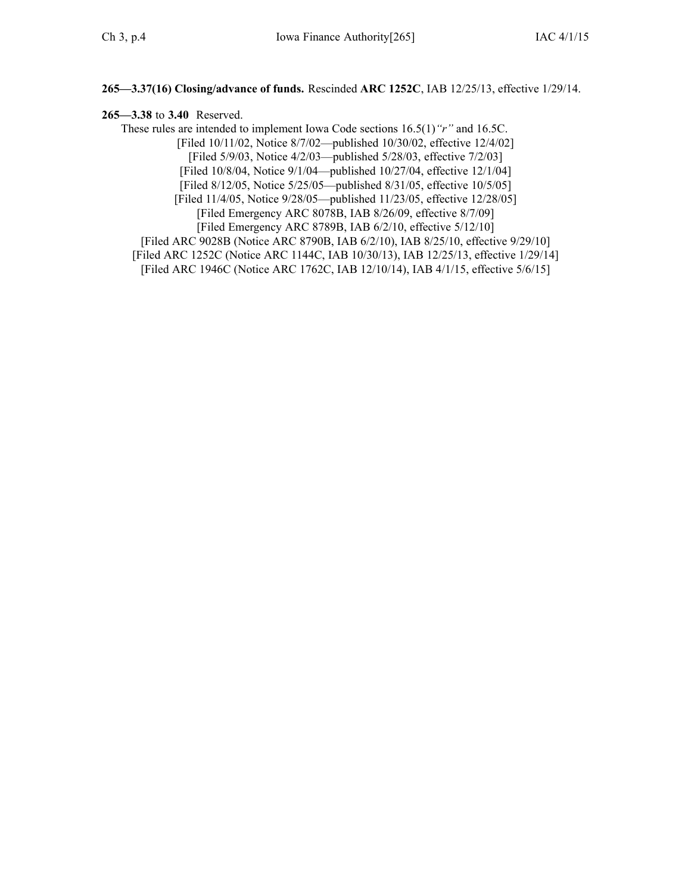**265—3.37(16) Closing/advance of funds.** Rescinded **ARC 1252C**, IAB 12/25/13, effective 1/29/14.

**265—3.38** to **3.40** Reserved.

These rules are intended to implement Iowa Code sections 16.5(1)*"r"* and 16.5C.

[Filed 10/11/02, Notice 8/7/02—published 10/30/02, effective 12/4/02]
[Filed 5/9/03, Notice 4/2/03—published 5/28/03, effective 7/2/03]
[Filed 10/8/04, Notice 9/1/04—published 10/27/04, effective 12/1/04]
[Filed 8/12/05, Notice 5/25/05—published 8/31/05, effective 10/5/05]
[Filed 11/4/05, Notice 9/28/05—published 11/23/05, effective 12/28/05]
[Filed Emergency ARC 8078B, IAB 8/26/09, effective 8/7/09]
[Filed Emergency ARC 8789B, IAB 6/2/10, effective 5/12/10]
[Filed ARC 9028B (Notice ARC 8790B, IAB 6/2/10), IAB 8/25/10, effective 9/29/10]
[Filed ARC 1252C (Notice ARC 1144C, IAB 10/30/13), IAB 12/25/13, effective 1/29/14]
[Filed ARC 1946C (Notice ARC 1762C, IAB 12/10/14), IAB 4/1/15, effective 5/6/15]